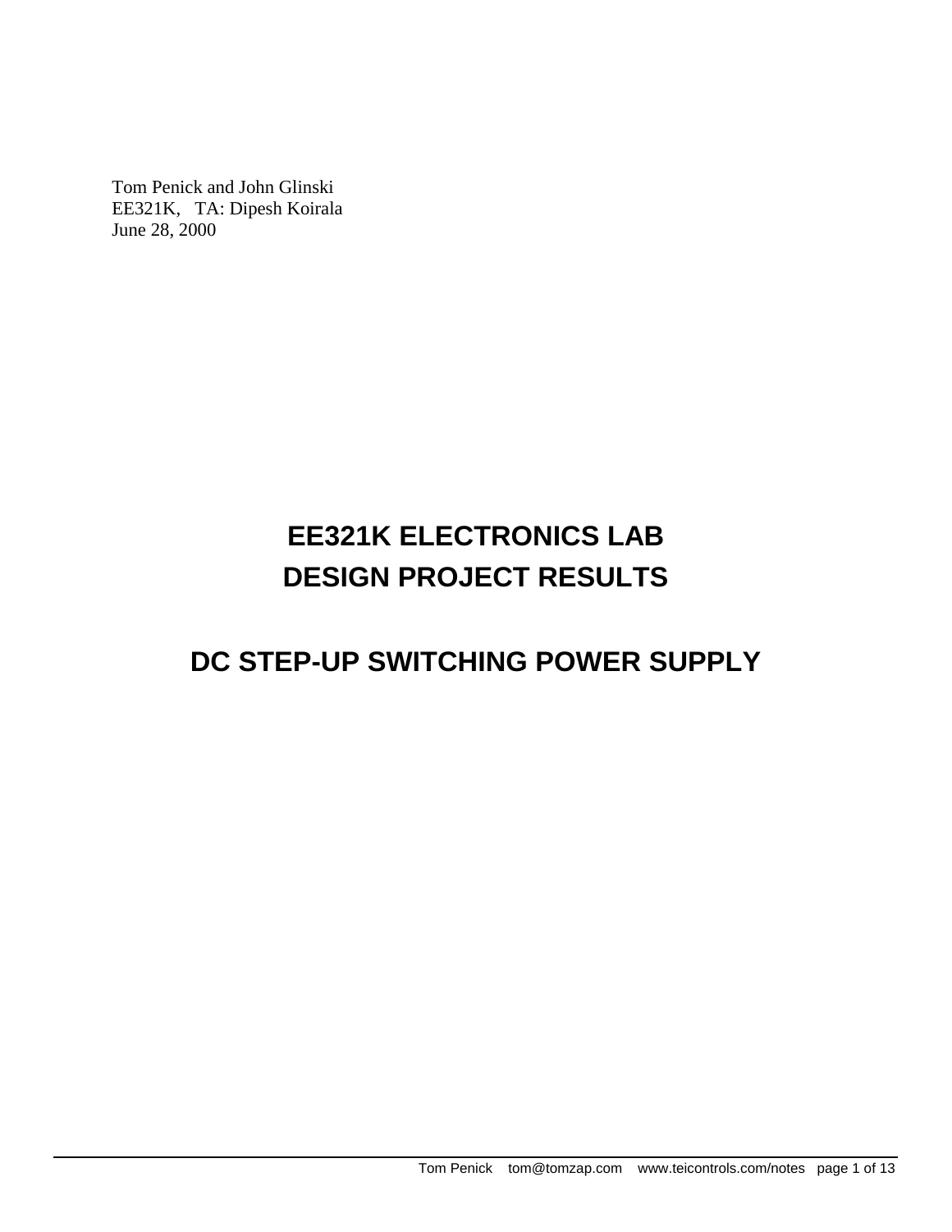Tom Penick and John Glinski
EE321K,   TA: Dipesh Koirala
June 28, 2000

# EE321K ELECTRONICS LAB
# DESIGN PROJECT RESULTS

# DC STEP-UP SWITCHING POWER SUPPLY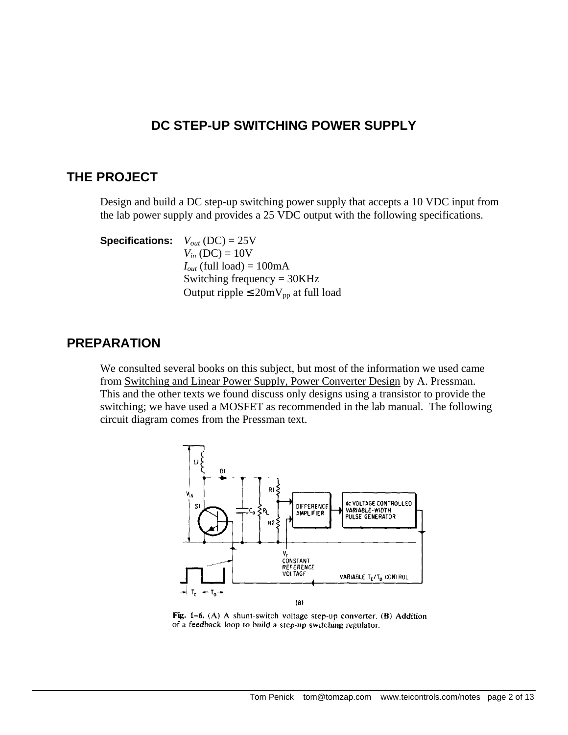# DC STEP-UP SWITCHING POWER SUPPLY

## THE PROJECT

Design and build a DC step-up switching power supply that accepts a 10 VDC input from the lab power supply and provides a 25 VDC output with the following specifications.

**Specifications:**
$V_{out}$ (DC) = 25V
$V_{in}$ (DC) = 10V
$I_{out}$ (full load) = 100mA
Switching frequency = 30KHz
Output ripple ≤ 20mV$_{pp}$ at full load

## PREPARATION

We consulted several books on this subject, but most of the information we used came from Switching and Linear Power Supply, Power Converter Design by A. Pressman. This and the other texts we found discuss only designs using a transistor to provide the switching; we have used a MOSFET as recommended in the lab manual. The following circuit diagram comes from the Pressman text.

(B)

**Fig. 1–6.** (A) A shunt-switch voltage step-up converter. (B) Addition of a feedback loop to build a step-up switching regulator.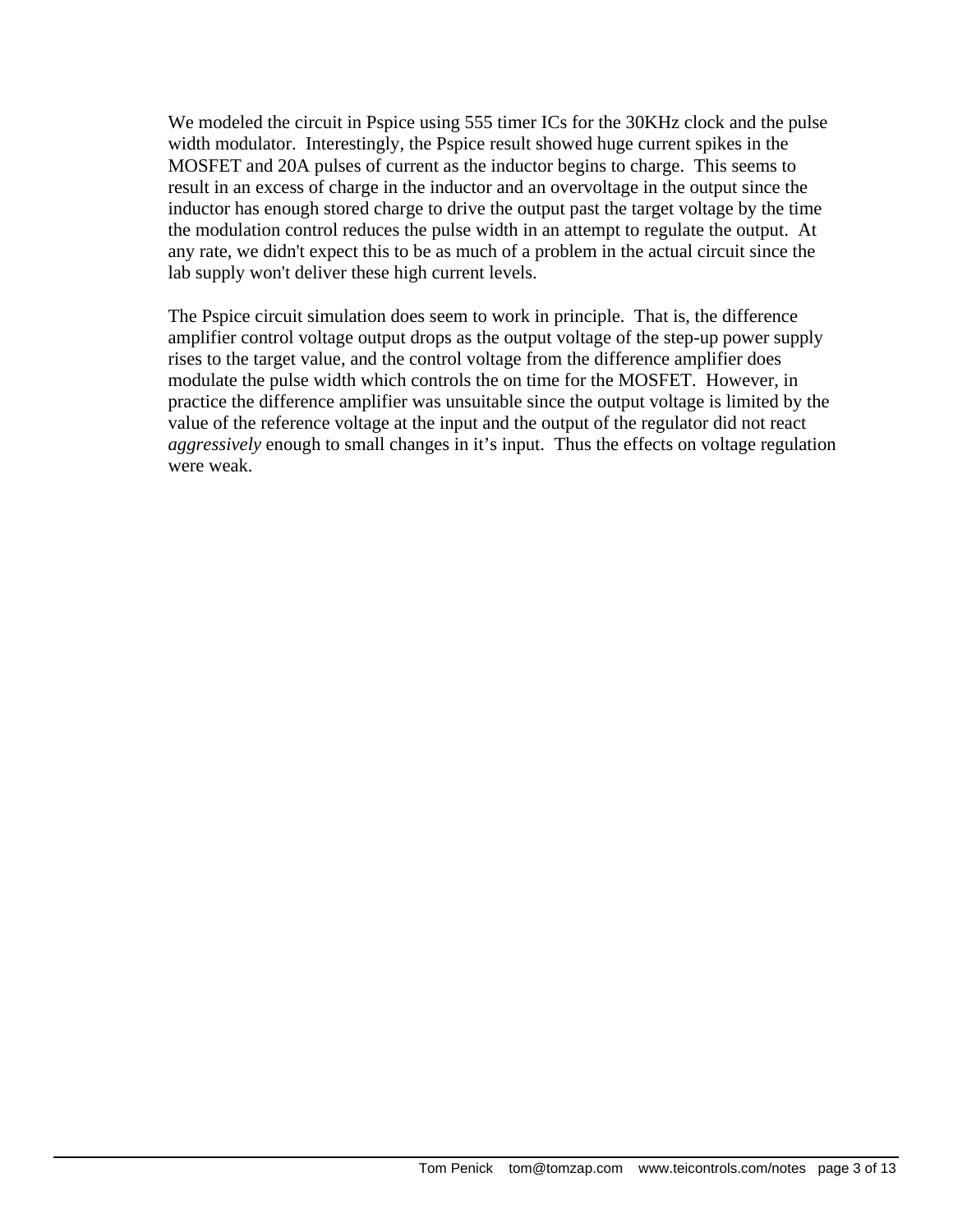We modeled the circuit in Pspice using 555 timer ICs for the 30KHz clock and the pulse width modulator. Interestingly, the Pspice result showed huge current spikes in the MOSFET and 20A pulses of current as the inductor begins to charge. This seems to result in an excess of charge in the inductor and an overvoltage in the output since the inductor has enough stored charge to drive the output past the target voltage by the time the modulation control reduces the pulse width in an attempt to regulate the output. At any rate, we didn't expect this to be as much of a problem in the actual circuit since the lab supply won't deliver these high current levels.

The Pspice circuit simulation does seem to work in principle. That is, the difference amplifier control voltage output drops as the output voltage of the step-up power supply rises to the target value, and the control voltage from the difference amplifier does modulate the pulse width which controls the on time for the MOSFET. However, in practice the difference amplifier was unsuitable since the output voltage is limited by the value of the reference voltage at the input and the output of the regulator did not react *aggressively* enough to small changes in it's input. Thus the effects on voltage regulation were weak.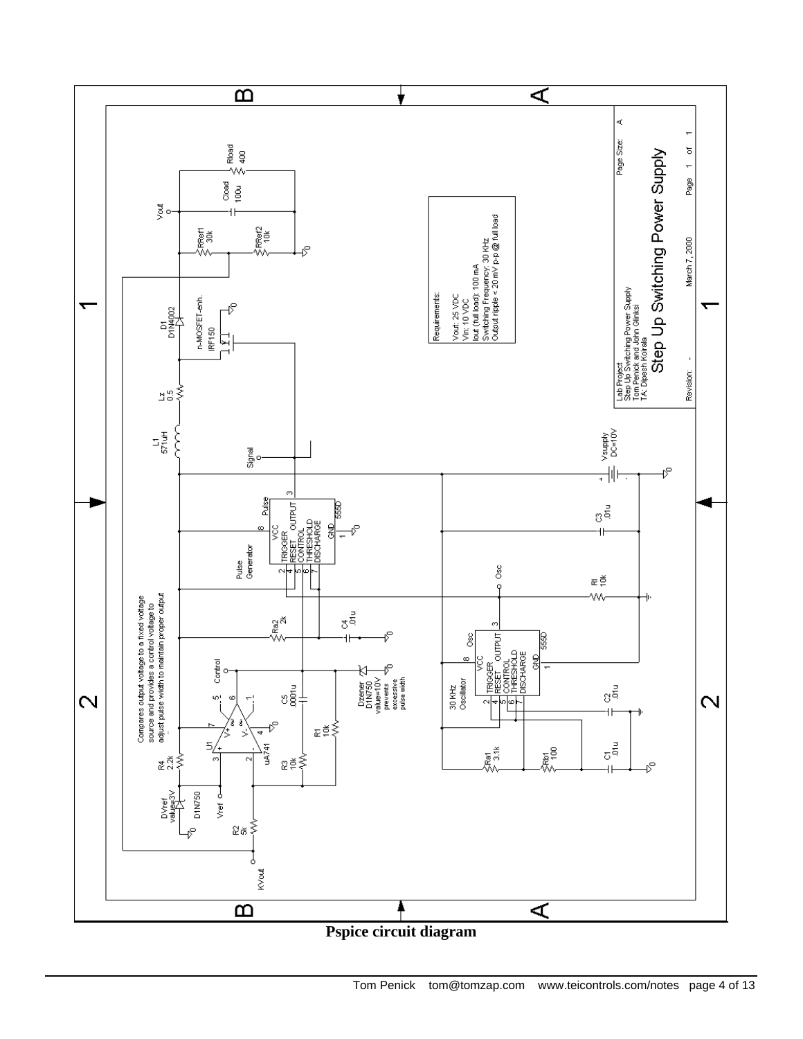Requirements:

Vout: 25 VDC
Vin: 10 VDC
Iout (full load): 100 mA
Switching Frequency: 30 KHz
Output ripple < 20 mV p-p @ full load

Compares output voltage to a fixed voltage source and provides a control voltage to adjust pulse width to maintain proper output

Lab Project
Step Up Switching Power Supply
Tom Penick and John Glinksi
TA: Dipesh Koirala

Step Up Switching Power Supply

| Page Size: | A |
|---|---|
| Revision: - | March 7, 2000 |
| Page | 1 of 1 |

**Pspice circuit diagram**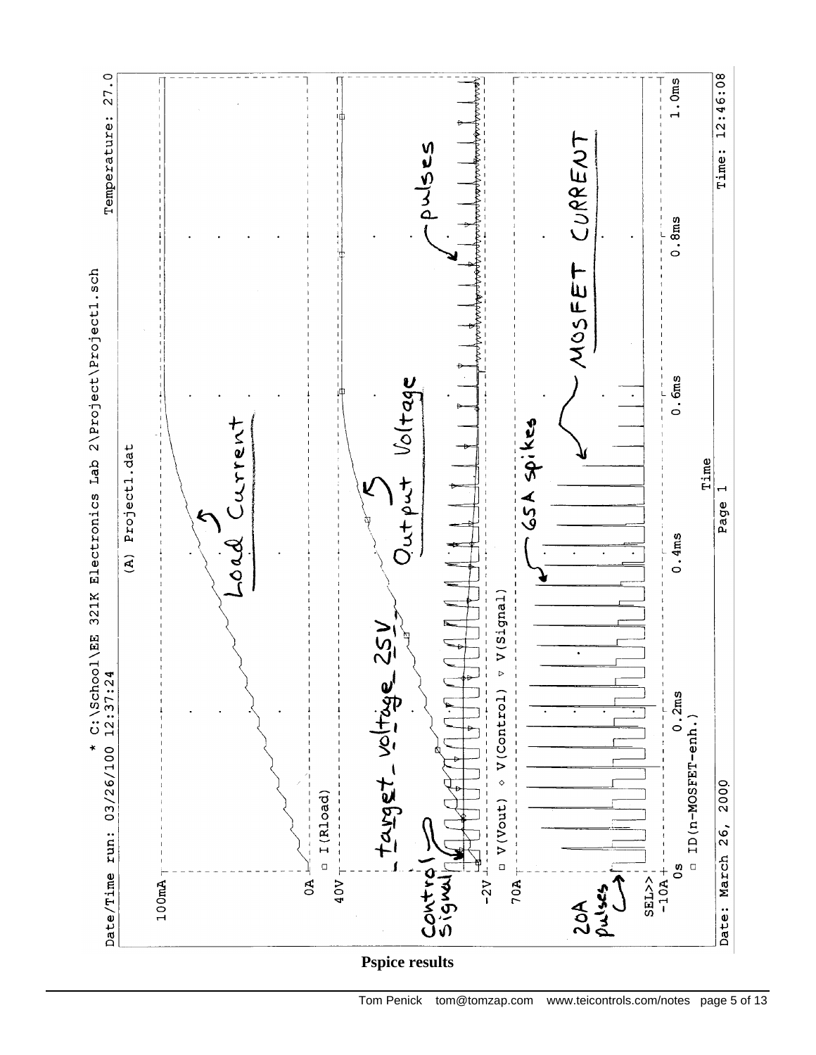* C:\School\EE 321K Electronics Lab 2\Project\Project1.sch

Date/Time run: 03/26/100 12:37:24

Temperature: 27.0

(A) Project1.dat

100mA

0A

□ I(Rload)

Load Current

40V

-2V

□ V(Vout) ◇ V(Control) ▽ V(Signal)

target voltage 25V

Output Voltage

Control Signal

pulses

70A

-10A

SEL>>

□ ID(n-MOSFET-enh.)

20A pulses

65A spikes

MOSFET CURRENT

0s   0.2ms   0.4ms   0.6ms   0.8ms   1.0ms

Time

Date: March 26, 2000   Page 1   Time: 12:46:08

**Pspice results**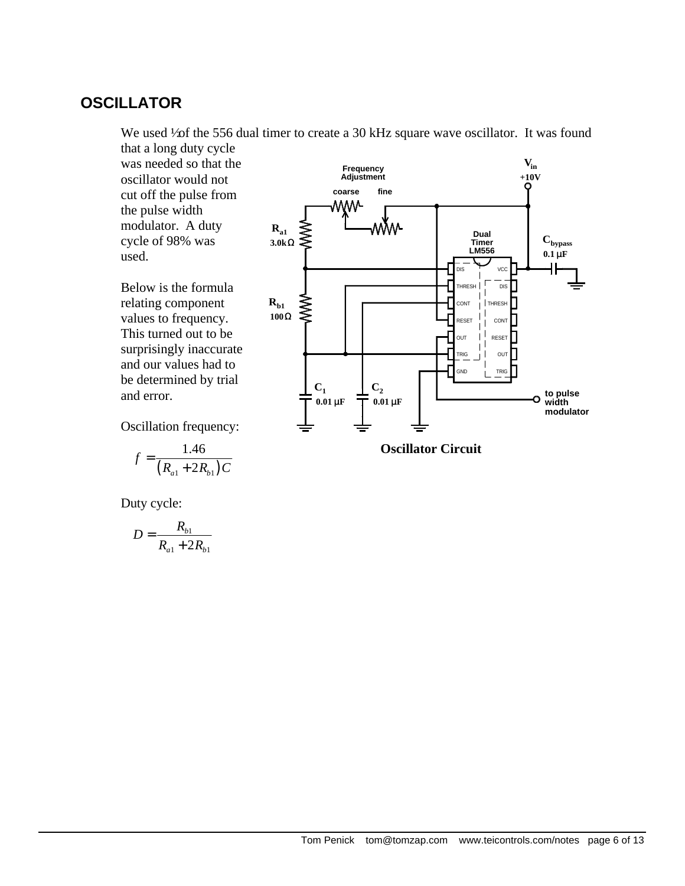## OSCILLATOR

We used ½ of the 556 dual timer to create a 30 kHz square wave oscillator. It was found that a long duty cycle was needed so that the oscillator would not cut off the pulse from the pulse width modulator. A duty cycle of 98% was used.

Below is the formula relating component values to frequency. This turned out to be surprisingly inaccurate and our values had to be determined by trial and error.

Oscillation frequency:

$$f = \frac{1.46}{(R_{a1} + 2R_{b1})C}$$

Duty cycle:

$$D = \frac{R_{b1}}{R_{a1} + 2R_{b1}}$$

Oscillator Circuit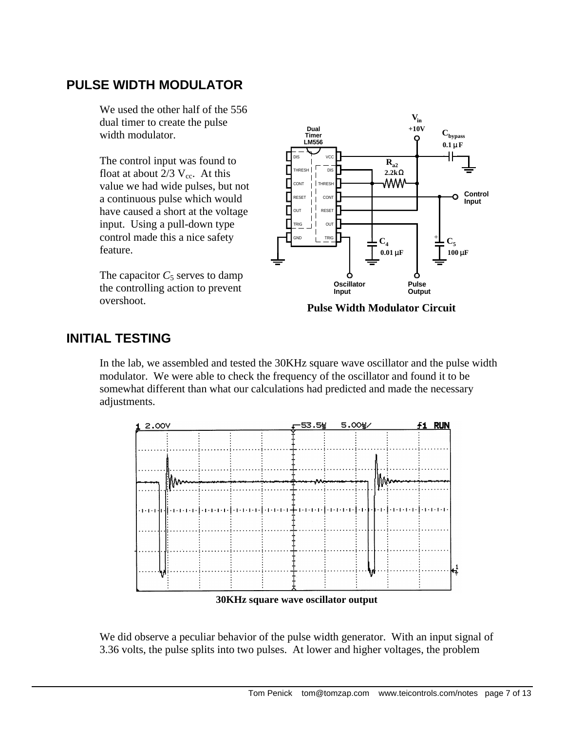## PULSE WIDTH MODULATOR

We used the other half of the 556 dual timer to create the pulse width modulator.

The control input was found to float at about 2/3 $V_{cc}$. At this value we had wide pulses, but not a continuous pulse which would have caused a short at the voltage input. Using a pull-down type control made this a nice safety feature.

The capacitor $C_5$ serves to damp the controlling action to prevent overshoot.

**Pulse Width Modulator Circuit**

## INITIAL TESTING

In the lab, we assembled and tested the 30KHz square wave oscillator and the pulse width modulator. We were able to check the frequency of the oscillator and found it to be somewhat different than what our calculations had predicted and made the necessary adjustments.

**30KHz square wave oscillator output**

We did observe a peculiar behavior of the pulse width generator. With an input signal of 3.36 volts, the pulse splits into two pulses. At lower and higher voltages, the problem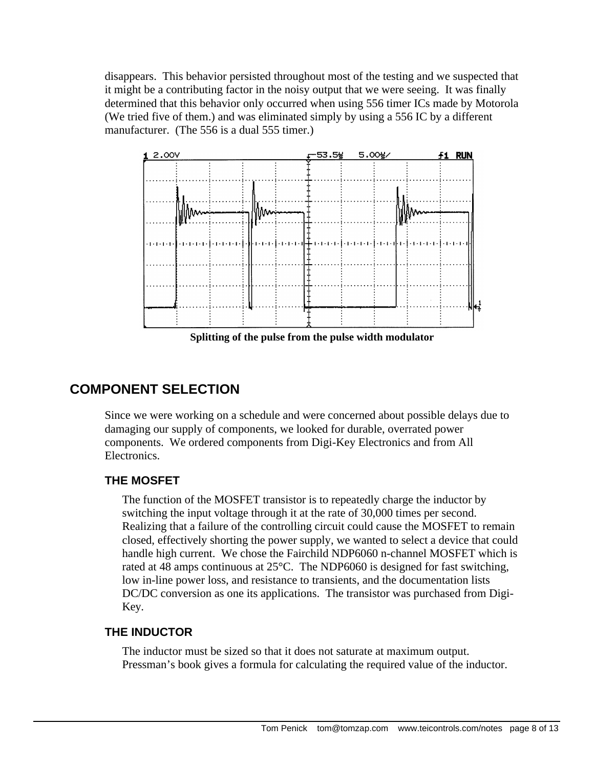disappears. This behavior persisted throughout most of the testing and we suspected that it might be a contributing factor in the noisy output that we were seeing. It was finally determined that this behavior only occurred when using 556 timer ICs made by Motorola (We tried five of them.) and was eliminated simply by using a 556 IC by a different manufacturer. (The 556 is a dual 555 timer.)

**Splitting of the pulse from the pulse width modulator**

## COMPONENT SELECTION

Since we were working on a schedule and were concerned about possible delays due to damaging our supply of components, we looked for durable, overrated power components. We ordered components from Digi-Key Electronics and from All Electronics.

### THE MOSFET

The function of the MOSFET transistor is to repeatedly charge the inductor by switching the input voltage through it at the rate of 30,000 times per second. Realizing that a failure of the controlling circuit could cause the MOSFET to remain closed, effectively shorting the power supply, we wanted to select a device that could handle high current. We chose the Fairchild NDP6060 n-channel MOSFET which is rated at 48 amps continuous at 25°C. The NDP6060 is designed for fast switching, low in-line power loss, and resistance to transients, and the documentation lists DC/DC conversion as one its applications. The transistor was purchased from Digi-Key.

### THE INDUCTOR

The inductor must be sized so that it does not saturate at maximum output. Pressman's book gives a formula for calculating the required value of the inductor.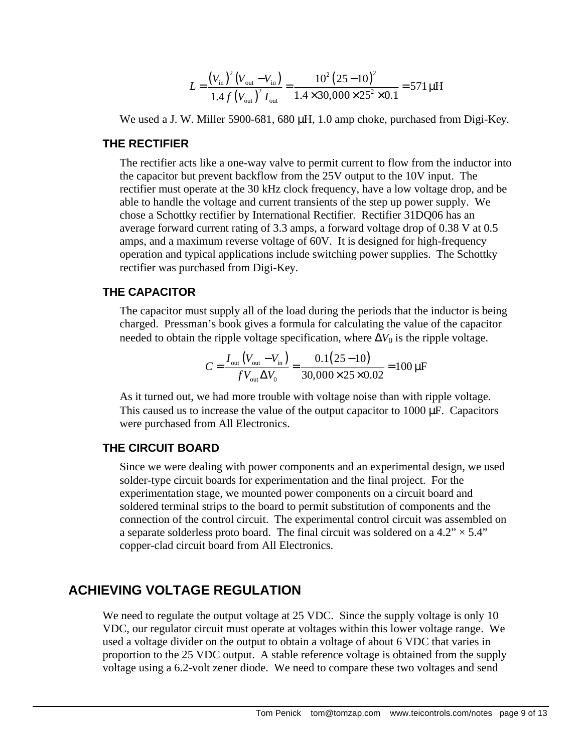$$L = \frac{(V_{\text{in}})^2 (V_{\text{out}} - V_{\text{in}})}{1.4 f (V_{\text{out}})^2 I_{\text{out}}} = \frac{10^2 (25 - 10)^2}{1.4 \times 30{,}000 \times 25^2 \times 0.1} = 571\,\mu\text{H}$$

We used a J. W. Miller 5900-681, 680 μH, 1.0 amp choke, purchased from Digi-Key.

### THE RECTIFIER

The rectifier acts like a one-way valve to permit current to flow from the inductor into the capacitor but prevent backflow from the 25V output to the 10V input. The rectifier must operate at the 30 kHz clock frequency, have a low voltage drop, and be able to handle the voltage and current transients of the step up power supply. We chose a Schottky rectifier by International Rectifier. Rectifier 31DQ06 has an average forward current rating of 3.3 amps, a forward voltage drop of 0.38 V at 0.5 amps, and a maximum reverse voltage of 60V. It is designed for high-frequency operation and typical applications include switching power supplies. The Schottky rectifier was purchased from Digi-Key.

### THE CAPACITOR

The capacitor must supply all of the load during the periods that the inductor is being charged. Pressman's book gives a formula for calculating the value of the capacitor needed to obtain the ripple voltage specification, where $\Delta V_0$ is the ripple voltage.

$$C = \frac{I_{\text{out}} (V_{\text{out}} - V_{\text{in}})}{f V_{\text{out}} \Delta V_0} = \frac{0.1(25 - 10)}{30{,}000 \times 25 \times 0.02} = 100\,\mu\text{F}$$

As it turned out, we had more trouble with voltage noise than with ripple voltage. This caused us to increase the value of the output capacitor to 1000 μF. Capacitors were purchased from All Electronics.

### THE CIRCUIT BOARD

Since we were dealing with power components and an experimental design, we used solder-type circuit boards for experimentation and the final project. For the experimentation stage, we mounted power components on a circuit board and soldered terminal strips to the board to permit substitution of components and the connection of the control circuit. The experimental control circuit was assembled on a separate solderless proto board. The final circuit was soldered on a 4.2" × 5.4" copper-clad circuit board from All Electronics.

## ACHIEVING VOLTAGE REGULATION

We need to regulate the output voltage at 25 VDC. Since the supply voltage is only 10 VDC, our regulator circuit must operate at voltages within this lower voltage range. We used a voltage divider on the output to obtain a voltage of about 6 VDC that varies in proportion to the 25 VDC output. A stable reference voltage is obtained from the supply voltage using a 6.2-volt zener diode. We need to compare these two voltages and send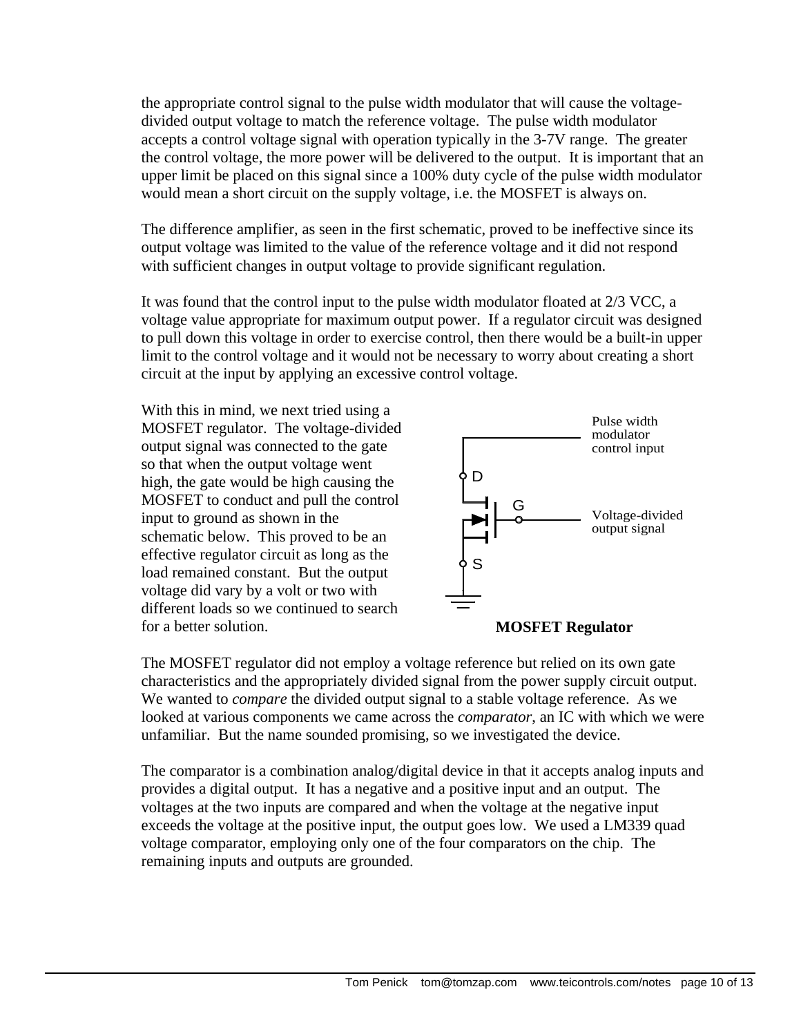the appropriate control signal to the pulse width modulator that will cause the voltage-divided output voltage to match the reference voltage. The pulse width modulator accepts a control voltage signal with operation typically in the 3-7V range. The greater the control voltage, the more power will be delivered to the output. It is important that an upper limit be placed on this signal since a 100% duty cycle of the pulse width modulator would mean a short circuit on the supply voltage, i.e. the MOSFET is always on.

The difference amplifier, as seen in the first schematic, proved to be ineffective since its output voltage was limited to the value of the reference voltage and it did not respond with sufficient changes in output voltage to provide significant regulation.

It was found that the control input to the pulse width modulator floated at 2/3 VCC, a voltage value appropriate for maximum output power. If a regulator circuit was designed to pull down this voltage in order to exercise control, then there would be a built-in upper limit to the control voltage and it would not be necessary to worry about creating a short circuit at the input by applying an excessive control voltage.

With this in mind, we next tried using a MOSFET regulator. The voltage-divided output signal was connected to the gate so that when the output voltage went high, the gate would be high causing the MOSFET to conduct and pull the control input to ground as shown in the schematic below. This proved to be an effective regulator circuit as long as the load remained constant. But the output voltage did vary by a volt or two with different loads so we continued to search for a better solution.

Pulse width modulator control input

D

G

Voltage-divided output signal

S

**MOSFET Regulator**

The MOSFET regulator did not employ a voltage reference but relied on its own gate characteristics and the appropriately divided signal from the power supply circuit output. We wanted to *compare* the divided output signal to a stable voltage reference. As we looked at various components we came across the *comparator*, an IC with which we were unfamiliar. But the name sounded promising, so we investigated the device.

The comparator is a combination analog/digital device in that it accepts analog inputs and provides a digital output. It has a negative and a positive input and an output. The voltages at the two inputs are compared and when the voltage at the negative input exceeds the voltage at the positive input, the output goes low. We used a LM339 quad voltage comparator, employing only one of the four comparators on the chip. The remaining inputs and outputs are grounded.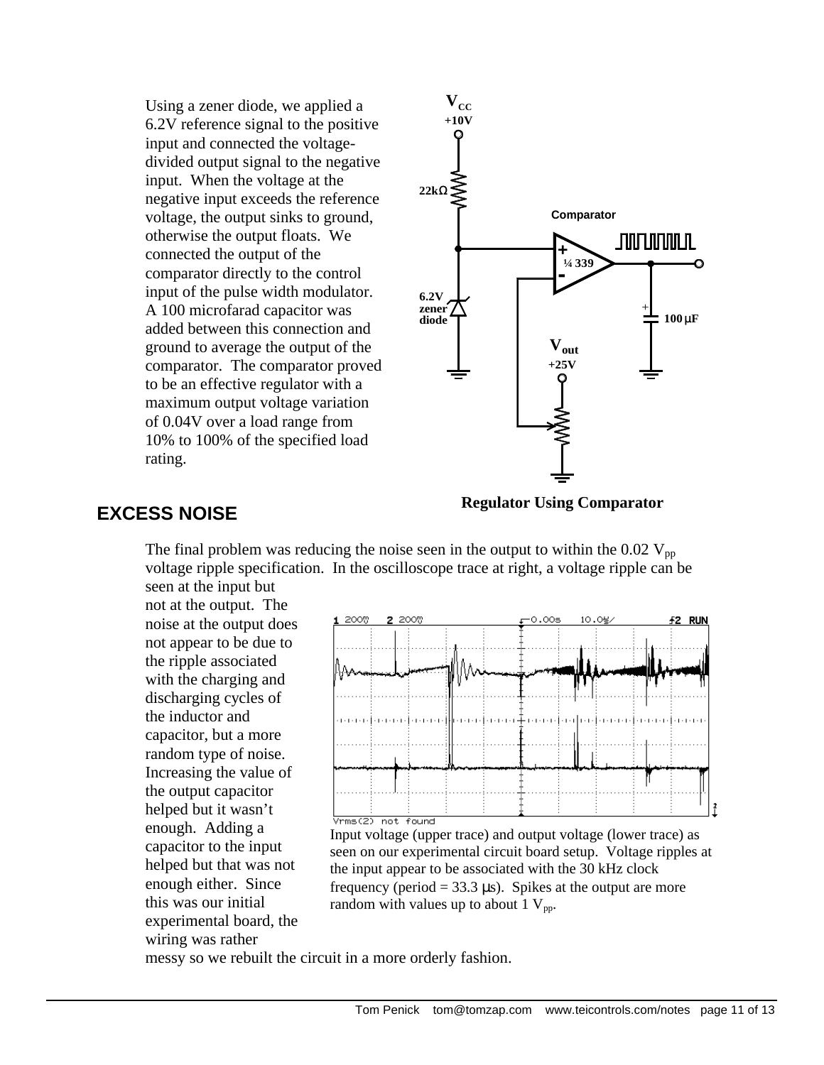Using a zener diode, we applied a 6.2V reference signal to the positive input and connected the voltage-divided output signal to the negative input. When the voltage at the negative input exceeds the reference voltage, the output sinks to ground, otherwise the output floats. We connected the output of the comparator directly to the control input of the pulse width modulator. A 100 microfarad capacitor was added between this connection and ground to average the output of the comparator. The comparator proved to be an effective regulator with a maximum output voltage variation of 0.04V over a load range from 10% to 100% of the specified load rating.

**Regulator Using Comparator**

## EXCESS NOISE

The final problem was reducing the noise seen in the output to within the 0.02 $V_{pp}$ voltage ripple specification. In the oscilloscope trace at right, a voltage ripple can be seen at the input but not at the output. The noise at the output does not appear to be due to the ripple associated with the charging and discharging cycles of the inductor and capacitor, but a more random type of noise. Increasing the value of the output capacitor helped but it wasn't enough. Adding a capacitor to the input helped but that was not enough either. Since this was our initial experimental board, the wiring was rather messy so we rebuilt the circuit in a more orderly fashion.

Input voltage (upper trace) and output voltage (lower trace) as seen on our experimental circuit board setup. Voltage ripples at the input appear to be associated with the 30 kHz clock frequency (period = 33.3 μs). Spikes at the output are more random with values up to about 1 $V_{pp}$.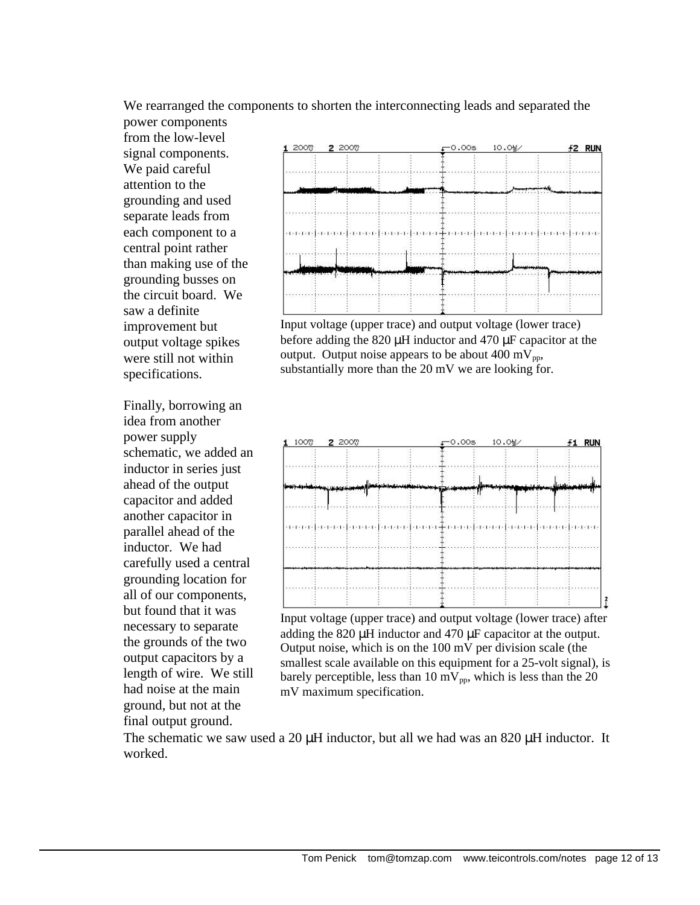We rearranged the components to shorten the interconnecting leads and separated the power components from the low-level signal components. We paid careful attention to the grounding and used separate leads from each component to a central point rather than making use of the grounding busses on the circuit board. We saw a definite improvement but output voltage spikes were still not within specifications.

Input voltage (upper trace) and output voltage (lower trace) before adding the 820 μH inductor and 470 μF capacitor at the output. Output noise appears to be about 400 $mV_{pp}$, substantially more than the 20 mV we are looking for.

Finally, borrowing an idea from another power supply schematic, we added an inductor in series just ahead of the output capacitor and added another capacitor in parallel ahead of the inductor. We had carefully used a central grounding location for all of our components, but found that it was necessary to separate the grounds of the two output capacitors by a length of wire. We still had noise at the main ground, but not at the final output ground.

Input voltage (upper trace) and output voltage (lower trace) after adding the 820 μH inductor and 470 μF capacitor at the output. Output noise, which is on the 100 mV per division scale (the smallest scale available on this equipment for a 25-volt signal), is barely perceptible, less than 10 $mV_{pp}$, which is less than the 20 mV maximum specification.

The schematic we saw used a 20 μH inductor, but all we had was an 820 μH inductor. It worked.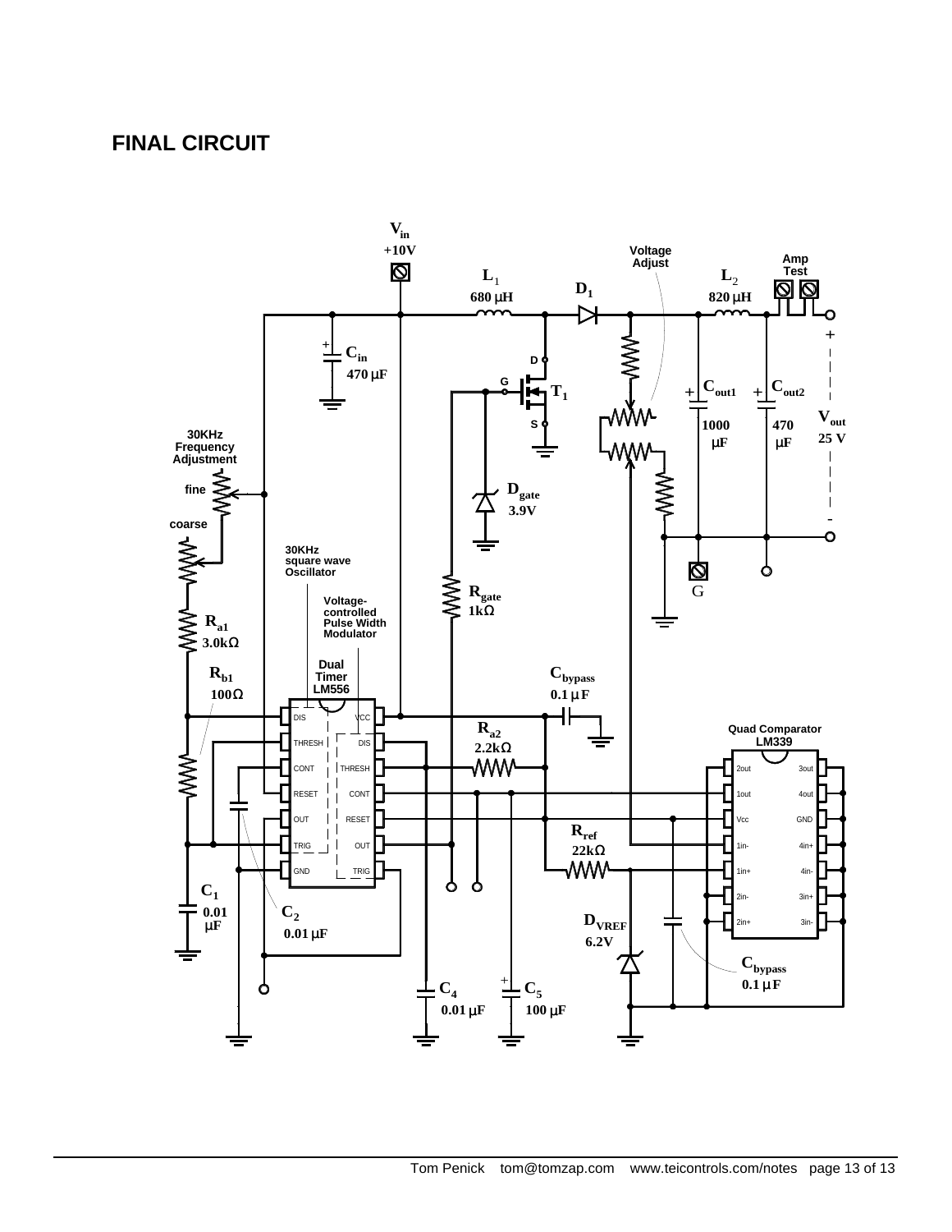## FINAL CIRCUIT

$V_{in}$
+10V

$L_1$
680 μH

$D_1$

Voltage Adjust

$L_2$
820 μH

Amp Test

+

$C_{in}$
470 μF

D

G

$T_1$

S

$C_{out1}$
1000 μF

$C_{out2}$
470 μF

$V_{out}$
25 V

-

30KHz Frequency Adjustment

fine

coarse

$D_{gate}$
3.9V

G

30KHz square wave Oscillator

Voltage-controlled Pulse Width Modulator

$R_{gate}$
1kΩ

$R_{a1}$
3.0kΩ

$R_{b1}$
100Ω

Dual Timer LM556

$C_{bypass}$
0.1 μF

$R_{a2}$
2.2kΩ

Quad Comparator LM339

DIS, THRESH, CONT, RESET, OUT, TRIG, GND

VCC, DIS, THRESH, CONT, RESET, OUT, TRIG

2out, 1out, Vcc, 1in-, 1in+, 2in-, 2in+

3out, 4out, GND, 4in+, 4in-, 3in+, 3in-

$R_{ref}$
22kΩ

$C_1$
0.01 μF

$C_2$
0.01 μF

$D_{VREF}$
6.2V

$C_4$
0.01 μF

$C_5$
100 μF

$C_{bypass}$
0.1 μF

Tom Penick tom@tomzap.com www.teicontrols.com/notes